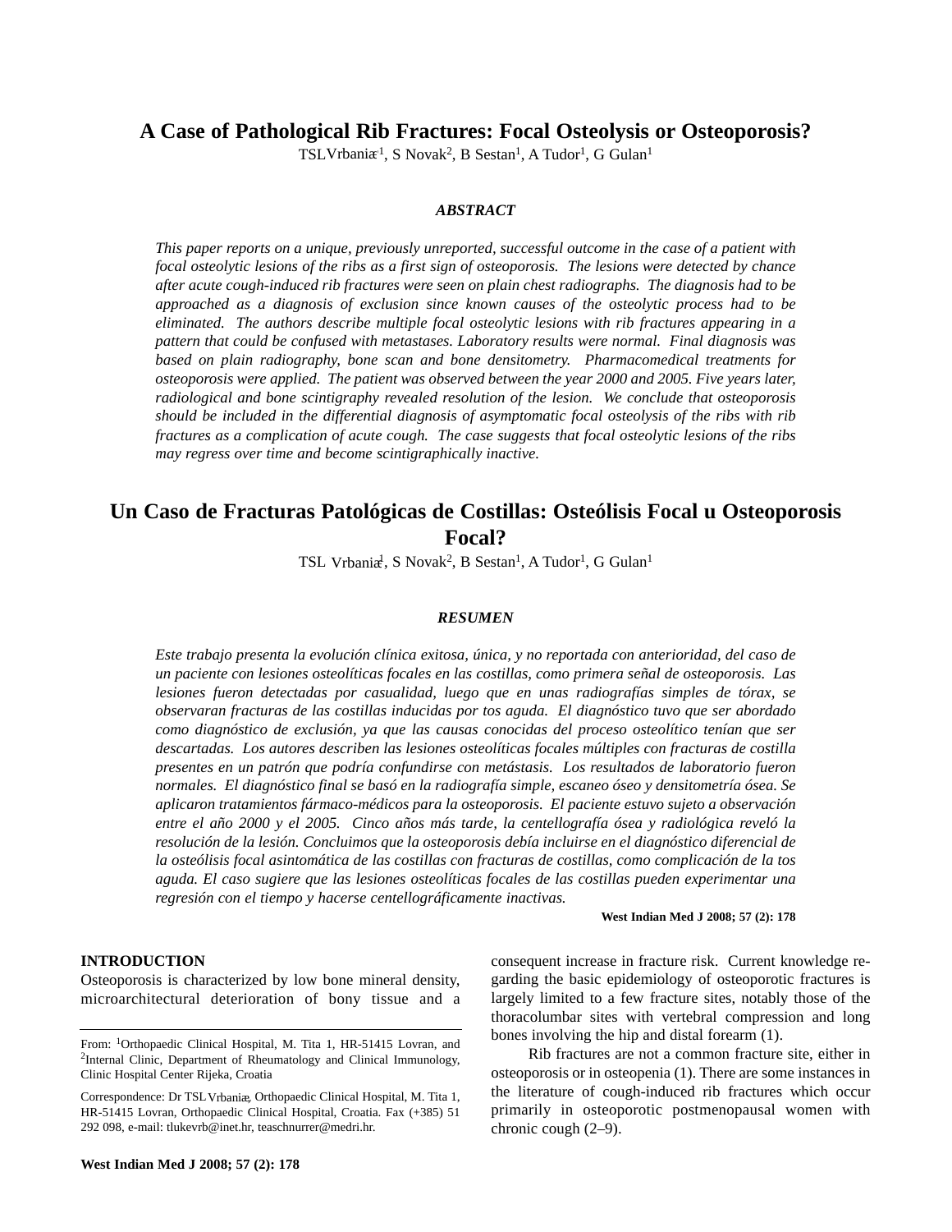# A Case of Pathological Rib Fractures: Focal Osteolysis or Osteoporosis?

TSLVrbanić[1], S Novak[2], B Sestan[1], A Tudor[1], G Gulan[1]

### ABSTRACT

*This paper reports on a unique, previously unreported, successful outcome in the case of a patient with focal osteolytic lesions of the ribs as a first sign of osteoporosis. The lesions were detected by chance after acute cough-induced rib fractures were seen on plain chest radiographs. The diagnosis had to be approached as a diagnosis of exclusion since known causes of the osteolytic process had to be eliminated. The authors describe multiple focal osteolytic lesions with rib fractures appearing in a pattern that could be confused with metastases. Laboratory results were normal. Final diagnosis was based on plain radiography, bone scan and bone densitometry. Pharmacomedical treatments for osteoporosis were applied. The patient was observed between the year 2000 and 2005. Five years later, radiological and bone scintigraphy revealed resolution of the lesion. We conclude that osteoporosis should be included in the differential diagnosis of asymptomatic focal osteolysis of the ribs with rib fractures as a complication of acute cough. The case suggests that focal osteolytic lesions of the ribs may regress over time and become scintigraphically inactive.*

# Un Caso de Fracturas Patológicas de Costillas: Osteólisis Focal u Osteoporosis Focal?

TSL Vrbanić[1], S Novak[2], B Sestan[1], A Tudor[1], G Gulan[1]

### RESUMEN

*Este trabajo presenta la evolución clínica exitosa, única, y no reportada con anterioridad, del caso de un paciente con lesiones osteolíticas focales en las costillas, como primera señal de osteoporosis. Las lesiones fueron detectadas por casualidad, luego que en unas radiografías simples de tórax, se observaran fracturas de las costillas inducidas por tos aguda. El diagnóstico tuvo que ser abordado como diagnóstico de exclusión, ya que las causas conocidas del proceso osteolítico tenían que ser descartadas. Los autores describen las lesiones osteolíticas focales múltiples con fracturas de costilla presentes en un patrón que podría confundirse con metástasis. Los resultados de laboratorio fueron normales. El diagnóstico final se basó en la radiografía simple, escaneo óseo y densitometría ósea. Se aplicaron tratamientos fármaco-médicos para la osteoporosis. El paciente estuvo sujeto a observación entre el año 2000 y el 2005. Cinco años más tarde, la centellografía ósea y radiológica reveló la resolución de la lesión. Concluimos que la osteoporosis debía incluirse en el diagnóstico diferencial de la osteólisis focal asintomática de las costillas con fracturas de costillas, como complicación de la tos aguda. El caso sugiere que las lesiones osteolíticas focales de las costillas pueden experimentar una regresión con el tiempo y hacerse centellográficamente inactivas.*

**West Indian Med J 2008; 57 (2): 178**

## INTRODUCTION

Osteoporosis is characterized by low bone mineral density, microarchitectural deterioration of bony tissue and a consequent increase in fracture risk. Current knowledge regarding the basic epidemiology of osteoporotic fractures is largely limited to a few fracture sites, notably those of the thoracolumbar sites with vertebral compression and long bones involving the hip and distal forearm (1).

Rib fractures are not a common fracture site, either in osteoporosis or in osteopenia (1). There are some instances in the literature of cough-induced rib fractures which occur primarily in osteoporotic postmenopausal women with chronic cough (2–9).

---

From: [1]Orthopaedic Clinical Hospital, M. Tita 1, HR-51415 Lovran, and [2]Internal Clinic, Department of Rheumatology and Clinical Immunology, Clinic Hospital Center Rijeka, Croatia

Correspondence: Dr TSL Vrbanić, Orthopaedic Clinical Hospital, M. Tita 1, HR-51415 Lovran, Orthopaedic Clinical Hospital, Croatia. Fax (+385) 51 292 098, e-mail: tlukevrb@inet.hr, teaschnurrer@medri.hr.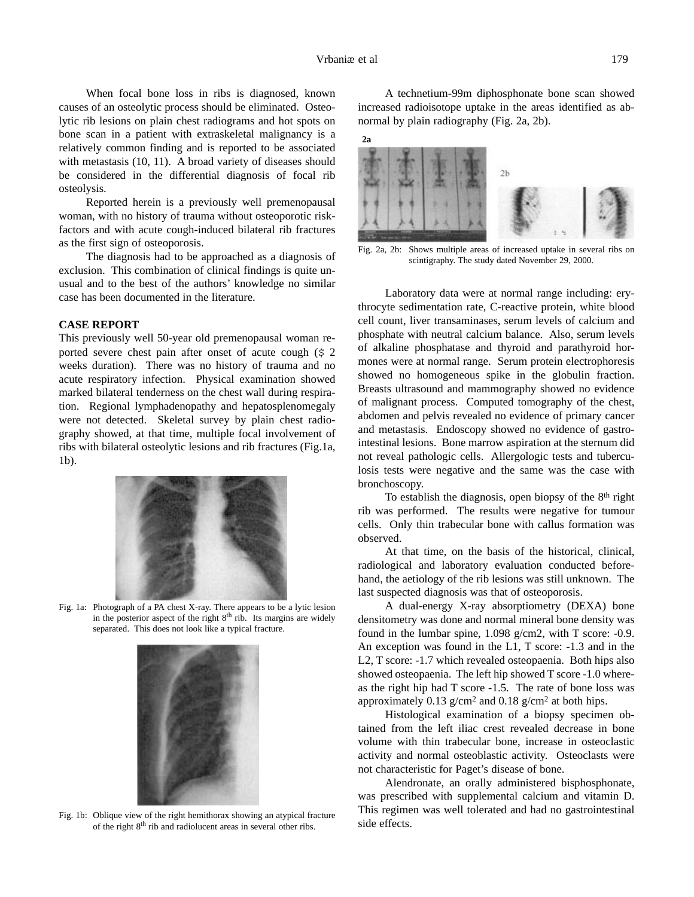When focal bone loss in ribs is diagnosed, known causes of an osteolytic process should be eliminated. Osteolytic rib lesions on plain chest radiograms and hot spots on bone scan in a patient with extraskeletal malignancy is a relatively common finding and is reported to be associated with metastasis (10, 11). A broad variety of diseases should be considered in the differential diagnosis of focal rib osteolysis.

Reported herein is a previously well premenopausal woman, with no history of trauma without osteoporotic risk-factors and with acute cough-induced bilateral rib fractures as the first sign of osteoporosis.

The diagnosis had to be approached as a diagnosis of exclusion. This combination of clinical findings is quite unusual and to the best of the authors' knowledge no similar case has been documented in the literature.

## CASE REPORT

This previously well 50-year old premenopausal woman reported severe chest pain after onset of acute cough ($ 2 weeks duration). There was no history of trauma and no acute respiratory infection. Physical examination showed marked bilateral tenderness on the chest wall during respiration. Regional lymphadenopathy and hepatosplenomegaly were not detected. Skeletal survey by plain chest radiography showed, at that time, multiple focal involvement of ribs with bilateral osteolytic lesions and rib fractures (Fig.1a, 1b).

Fig. 1a: Photograph of a PA chest X-ray. There appears to be a lytic lesion in the posterior aspect of the right 8th rib. Its margins are widely separated. This does not look like a typical fracture.

Fig. 1b: Oblique view of the right hemithorax showing an atypical fracture of the right 8th rib and radiolucent areas in several other ribs.

A technetium-99m diphosphonate bone scan showed increased radioisotope uptake in the areas identified as abnormal by plain radiography (Fig. 2a, 2b).

Fig. 2a, 2b: Shows multiple areas of increased uptake in several ribs on scintigraphy. The study dated November 29, 2000.

Laboratory data were at normal range including: erythrocyte sedimentation rate, C-reactive protein, white blood cell count, liver transaminases, serum levels of calcium and phosphate with neutral calcium balance. Also, serum levels of alkaline phosphatase and thyroid and parathyroid hormones were at normal range. Serum protein electrophoresis showed no homogeneous spike in the globulin fraction. Breasts ultrasound and mammography showed no evidence of malignant process. Computed tomography of the chest, abdomen and pelvis revealed no evidence of primary cancer and metastasis. Endoscopy showed no evidence of gastrointestinal lesions. Bone marrow aspiration at the sternum did not reveal pathologic cells. Allergologic tests and tuberculosis tests were negative and the same was the case with bronchoscopy.

To establish the diagnosis, open biopsy of the 8th right rib was performed. The results were negative for tumour cells. Only thin trabecular bone with callus formation was observed.

At that time, on the basis of the historical, clinical, radiological and laboratory evaluation conducted beforehand, the aetiology of the rib lesions was still unknown. The last suspected diagnosis was that of osteoporosis.

A dual-energy X-ray absorptiometry (DEXA) bone densitometry was done and normal mineral bone density was found in the lumbar spine, 1.098 g/cm2, with T score: -0.9. An exception was found in the L1, T score: -1.3 and in the L2, T score: -1.7 which revealed osteopaenia. Both hips also showed osteopaenia. The left hip showed T score -1.0 whereas the right hip had T score -1.5. The rate of bone loss was approximately 0.13 g/cm$^2$ and 0.18 g/cm$^2$ at both hips.

Histological examination of a biopsy specimen obtained from the left iliac crest revealed decrease in bone volume with thin trabecular bone, increase in osteoclastic activity and normal osteoblastic activity. Osteoclasts were not characteristic for Paget's disease of bone.

Alendronate, an orally administered bisphosphonate, was prescribed with supplemental calcium and vitamin D. This regimen was well tolerated and had no gastrointestinal side effects.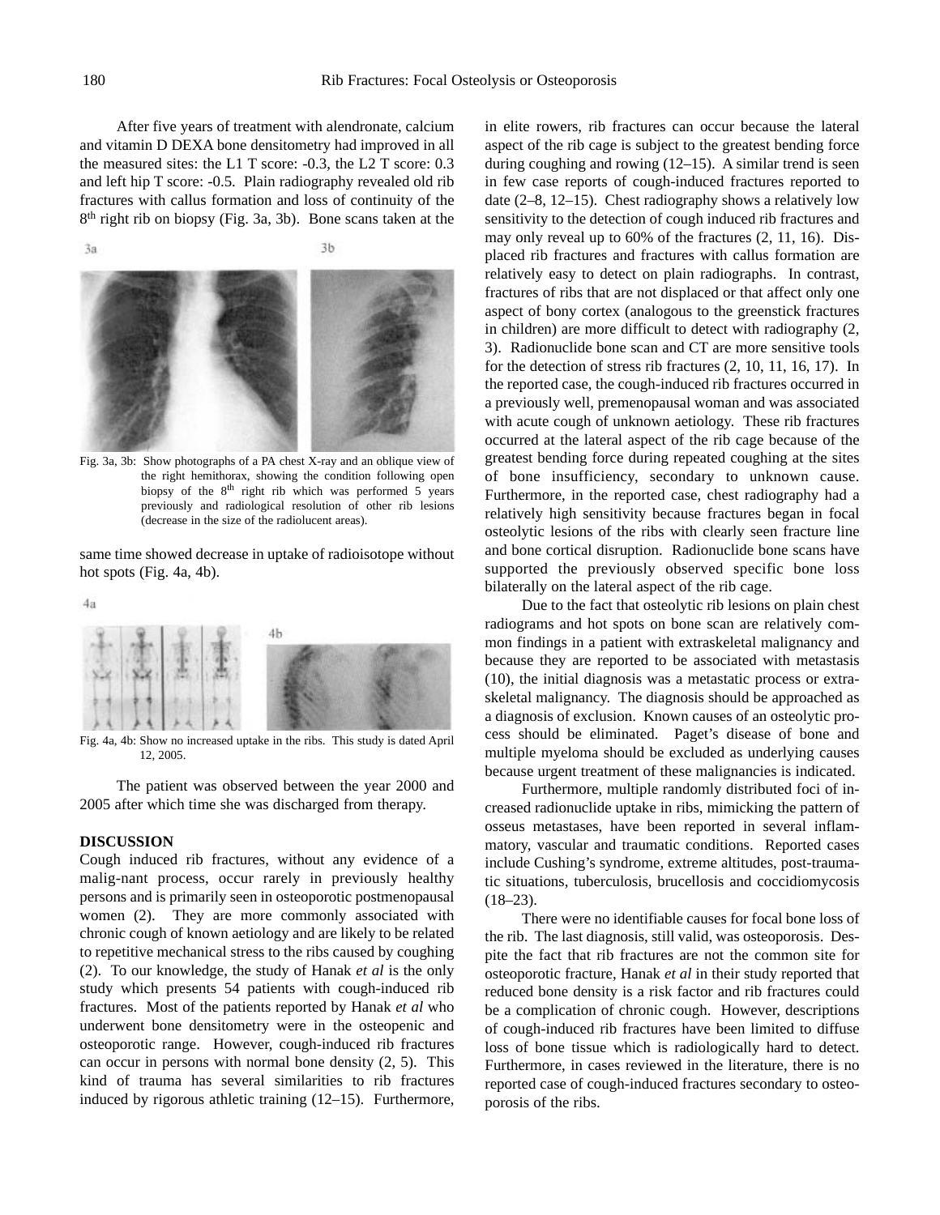After five years of treatment with alendronate, calcium and vitamin D DEXA bone densitometry had improved in all the measured sites: the L1 T score: -0.3, the L2 T score: 0.3 and left hip T score: -0.5. Plain radiography revealed old rib fractures with callus formation and loss of continuity of the 8th right rib on biopsy (Fig. 3a, 3b). Bone scans taken at the same time showed decrease in uptake of radioisotope without hot spots (Fig. 4a, 4b).

Fig. 3a, 3b: Show photographs of a PA chest X-ray and an oblique view of the right hemithorax, showing the condition following open biopsy of the 8th right rib which was performed 5 years previously and radiological resolution of other rib lesions (decrease in the size of the radiolucent areas).

Fig. 4a, 4b: Show no increased uptake in the ribs. This study is dated April 12, 2005.

The patient was observed between the year 2000 and 2005 after which time she was discharged from therapy.

**DISCUSSION**

Cough induced rib fractures, without any evidence of a malig-nant process, occur rarely in previously healthy persons and is primarily seen in osteoporotic postmenopausal women (2). They are more commonly associated with chronic cough of known aetiology and are likely to be related to repetitive mechanical stress to the ribs caused by coughing (2). To our knowledge, the study of Hanak *et al* is the only study which presents 54 patients with cough-induced rib fractures. Most of the patients reported by Hanak *et al* who underwent bone densitometry were in the osteopenic and osteoporotic range. However, cough-induced rib fractures can occur in persons with normal bone density (2, 5). This kind of trauma has several similarities to rib fractures induced by rigorous athletic training (12–15). Furthermore, in elite rowers, rib fractures can occur because the lateral aspect of the rib cage is subject to the greatest bending force during coughing and rowing (12–15). A similar trend is seen in few case reports of cough-induced fractures reported to date (2–8, 12–15). Chest radiography shows a relatively low sensitivity to the detection of cough induced rib fractures and may only reveal up to 60% of the fractures (2, 11, 16). Displaced rib fractures and fractures with callus formation are relatively easy to detect on plain radiographs. In contrast, fractures of ribs that are not displaced or that affect only one aspect of bony cortex (analogous to the greenstick fractures in children) are more difficult to detect with radiography (2, 3). Radionuclide bone scan and CT are more sensitive tools for the detection of stress rib fractures (2, 10, 11, 16, 17). In the reported case, the cough-induced rib fractures occurred in a previously well, premenopausal woman and was associated with acute cough of unknown aetiology. These rib fractures occurred at the lateral aspect of the rib cage because of the greatest bending force during repeated coughing at the sites of bone insufficiency, secondary to unknown cause. Furthermore, in the reported case, chest radiography had a relatively high sensitivity because fractures began in focal osteolytic lesions of the ribs with clearly seen fracture line and bone cortical disruption. Radionuclide bone scans have supported the previously observed specific bone loss bilaterally on the lateral aspect of the rib cage.

Due to the fact that osteolytic rib lesions on plain chest radiograms and hot spots on bone scan are relatively common findings in a patient with extraskeletal malignancy and because they are reported to be associated with metastasis (10), the initial diagnosis was a metastatic process or extraskeletal malignancy. The diagnosis should be approached as a diagnosis of exclusion. Known causes of an osteolytic process should be eliminated. Paget's disease of bone and multiple myeloma should be excluded as underlying causes because urgent treatment of these malignancies is indicated.

Furthermore, multiple randomly distributed foci of increased radionuclide uptake in ribs, mimicking the pattern of osseus metastases, have been reported in several inflammatory, vascular and traumatic conditions. Reported cases include Cushing's syndrome, extreme altitudes, post-traumatic situations, tuberculosis, brucellosis and coccidiomycosis (18–23).

There were no identifiable causes for focal bone loss of the rib. The last diagnosis, still valid, was osteoporosis. Despite the fact that rib fractures are not the common site for osteoporotic fracture, Hanak *et al* in their study reported that reduced bone density is a risk factor and rib fractures could be a complication of chronic cough. However, descriptions of cough-induced rib fractures have been limited to diffuse loss of bone tissue which is radiologically hard to detect. Furthermore, in cases reviewed in the literature, there is no reported case of cough-induced fractures secondary to osteoporosis of the ribs.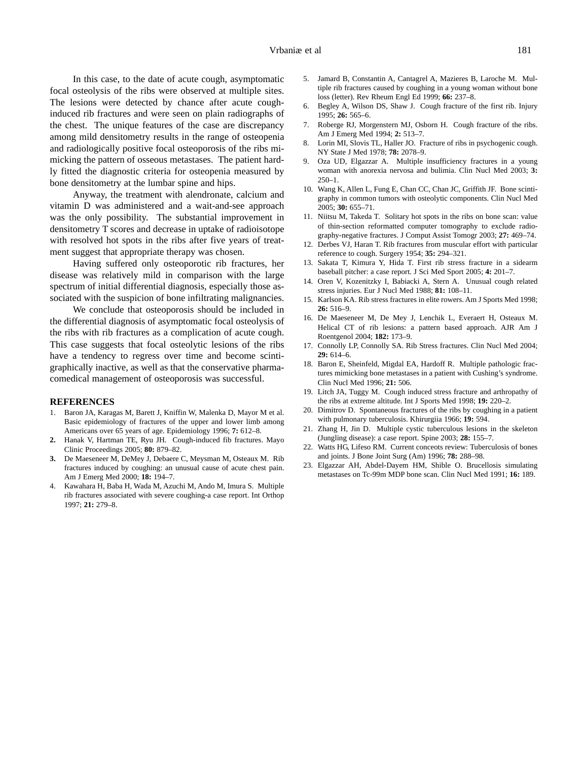In this case, to the date of acute cough, asymptomatic focal osteolysis of the ribs were observed at multiple sites. The lesions were detected by chance after acute cough-induced rib fractures and were seen on plain radiographs of the chest. The unique features of the case are discrepancy among mild densitometry results in the range of osteopenia and radiologically positive focal osteoporosis of the ribs mimicking the pattern of osseous metastases. The patient hardly fitted the diagnostic criteria for osteopenia measured by bone densitometry at the lumbar spine and hips.

Anyway, the treatment with alendronate, calcium and vitamin D was administered and a wait-and-see approach was the only possibility. The substantial improvement in densitometry T scores and decrease in uptake of radioisotope with resolved hot spots in the ribs after five years of treatment suggest that appropriate therapy was chosen.

Having suffered only osteoporotic rib fractures, her disease was relatively mild in comparison with the large spectrum of initial differential diagnosis, especially those associated with the suspicion of bone infiltrating malignancies.

We conclude that osteoporosis should be included in the differential diagnosis of asymptomatic focal osteolysis of the ribs with rib fractures as a complication of acute cough. This case suggests that focal osteolytic lesions of the ribs have a tendency to regress over time and become scintigraphically inactive, as well as that the conservative pharmacomedical management of osteoporosis was successful.

## REFERENCES

1. Baron JA, Karagas M, Barett J, Kniffin W, Malenka D, Mayor M et al. Basic epidemiology of fractures of the upper and lower limb among Americans over 65 years of age. Epidemiology 1996; **7:** 612–8.
2. Hanak V, Hartman TE, Ryu JH. Cough-induced fib fractures. Mayo Clinic Proceedings 2005; **80:** 879–82.
3. De Maeseneer M, DeMey J, Debaere C, Meysman M, Osteaux M. Rib fractures induced by coughing: an unusual cause of acute chest pain. Am J Emerg Med 2000; **18:** 194–7.
4. Kawahara H, Baba H, Wada M, Azuchi M, Ando M, Imura S. Multiple rib fractures associated with severe coughing-a case report. Int Orthop 1997; **21:** 279–8.
5. Jamard B, Constantin A, Cantagrel A, Mazieres B, Laroche M. Multiple rib fractures caused by coughing in a young woman without bone loss (letter). Rev Rheum Engl Ed 1999; **66:** 237–8.
6. Begley A, Wilson DS, Shaw J. Cough fracture of the first rib. Injury 1995; **26:** 565–6.
7. Roberge RJ, Morgenstern MJ, Osborn H. Cough fracture of the ribs. Am J Emerg Med 1994; **2:** 513–7.
8. Lorin MI, Slovis TL, Haller JO. Fracture of ribs in psychogenic cough. NY State J Med 1978; **78:** 2078–9.
9. Oza UD, Elgazzar A. Multiple insufficiency fractures in a young woman with anorexia nervosa and bulimia. Clin Nucl Med 2003; **3:** 250–1.
10. Wang K, Allen L, Fung E, Chan CC, Chan JC, Griffith JF. Bone scintigraphy in common tumors with osteolytic components. Clin Nucl Med 2005; **30:** 655–71.
11. Niitsu M, Takeda T. Solitary hot spots in the ribs on bone scan: value of thin-section reformatted computer tomography to exclude radiography-negative fractures. J Comput Assist Tomogr 2003; **27:** 469–74.
12. Derbes VJ, Haran T. Rib fractures from muscular effort with particular reference to cough. Surgery 1954; **35:** 294–321.
13. Sakata T, Kimura Y, Hida T. First rib stress fracture in a sidearm baseball pitcher: a case report. J Sci Med Sport 2005; **4:** 201–7.
14. Oren V, Kozenitzky I, Babiacki A, Stern A. Unusual cough related stress injuries. Eur J Nucl Med 1988; **81:** 108–11.
15. Karlson KA. Rib stress fractures in elite rowers. Am J Sports Med 1998; **26:** 516–9.
16. De Maeseneer M, De Mey J, Lenchik L, Everaert H, Osteaux M. Helical CT of rib lesions: a pattern based approach. AJR Am J Roentgenol 2004; **182:** 173–9.
17. Connolly LP, Connolly SA. Rib Stress fractures. Clin Nucl Med 2004; **29:** 614–6.
18. Baron E, Sheinfeld, Migdal EA, Hardoff R. Multiple pathologic fractures mimicking bone metastases in a patient with Cushing's syndrome. Clin Nucl Med 1996; **21:** 506.
19. Litch JA, Tuggy M. Cough induced stress fracture and arthropathy of the ribs at extreme altitude. Int J Sports Med 1998; **19:** 220–2.
20. Dimitrov D. Spontaneous fractures of the ribs by coughing in a patient with pulmonary tuberculosis. Khirurgiia 1966; **19:** 594.
21. Zhang H, Jin D. Multiple cystic tuberculous lesions in the skeleton (Jungling disease): a case report. Spine 2003; **28:** 155–7.
22. Watts HG, Lifeso RM. Current conceots review: Tuberculosis of bones and joints. J Bone Joint Surg (Am) 1996; **78:** 288–98.
23. Elgazzar AH, Abdel-Dayem HM, Shible O. Brucellosis simulating metastases on Tc-99m MDP bone scan. Clin Nucl Med 1991; **16:** 189.